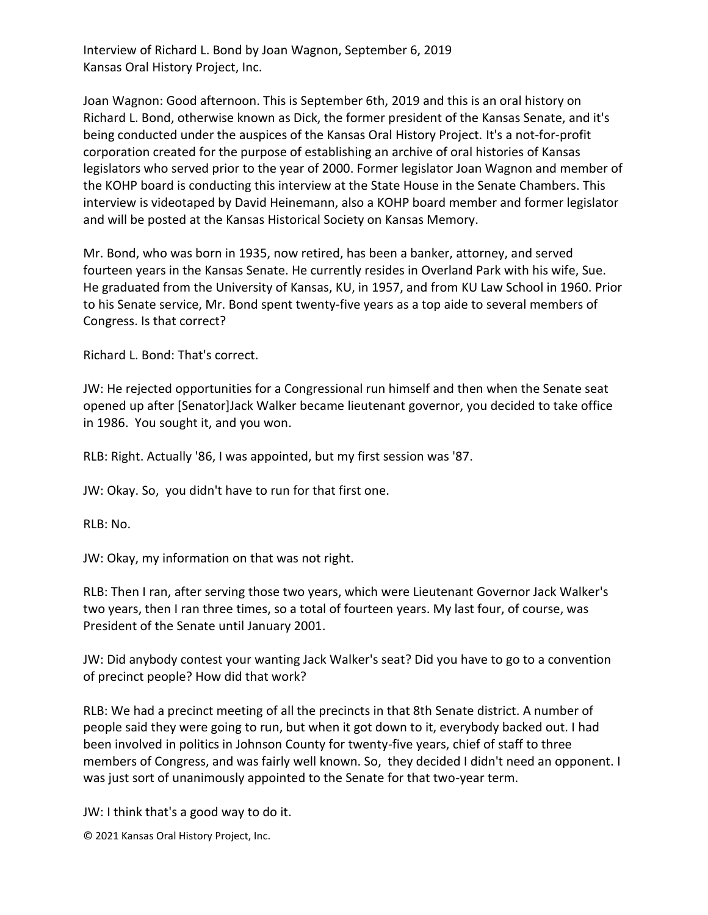Interview of Richard L. Bond by Joan Wagnon, September 6, 2019
Kansas Oral History Project, Inc.

Joan Wagnon: Good afternoon. This is September 6th, 2019 and this is an oral history on Richard L. Bond, otherwise known as Dick, the former president of the Kansas Senate, and it's being conducted under the auspices of the Kansas Oral History Project. It's a not-for-profit corporation created for the purpose of establishing an archive of oral histories of Kansas legislators who served prior to the year of 2000. Former legislator Joan Wagnon and member of the KOHP board is conducting this interview at the State House in the Senate Chambers. This interview is videotaped by David Heinemann, also a KOHP board member and former legislator and will be posted at the Kansas Historical Society on Kansas Memory.

Mr. Bond, who was born in 1935, now retired, has been a banker, attorney, and served fourteen years in the Kansas Senate. He currently resides in Overland Park with his wife, Sue. He graduated from the University of Kansas, KU, in 1957, and from KU Law School in 1960. Prior to his Senate service, Mr. Bond spent twenty-five years as a top aide to several members of Congress. Is that correct?

Richard L. Bond: That's correct.

JW: He rejected opportunities for a Congressional run himself and then when the Senate seat opened up after [Senator]Jack Walker became lieutenant governor, you decided to take office in 1986. You sought it, and you won.

RLB: Right. Actually '86, I was appointed, but my first session was '87.

JW: Okay. So, you didn't have to run for that first one.

RLB: No.

JW: Okay, my information on that was not right.

RLB: Then I ran, after serving those two years, which were Lieutenant Governor Jack Walker's two years, then I ran three times, so a total of fourteen years. My last four, of course, was President of the Senate until January 2001.

JW: Did anybody contest your wanting Jack Walker's seat? Did you have to go to a convention of precinct people? How did that work?

RLB: We had a precinct meeting of all the precincts in that 8th Senate district. A number of people said they were going to run, but when it got down to it, everybody backed out. I had been involved in politics in Johnson County for twenty-five years, chief of staff to three members of Congress, and was fairly well known. So, they decided I didn't need an opponent. I was just sort of unanimously appointed to the Senate for that two-year term.

JW: I think that's a good way to do it.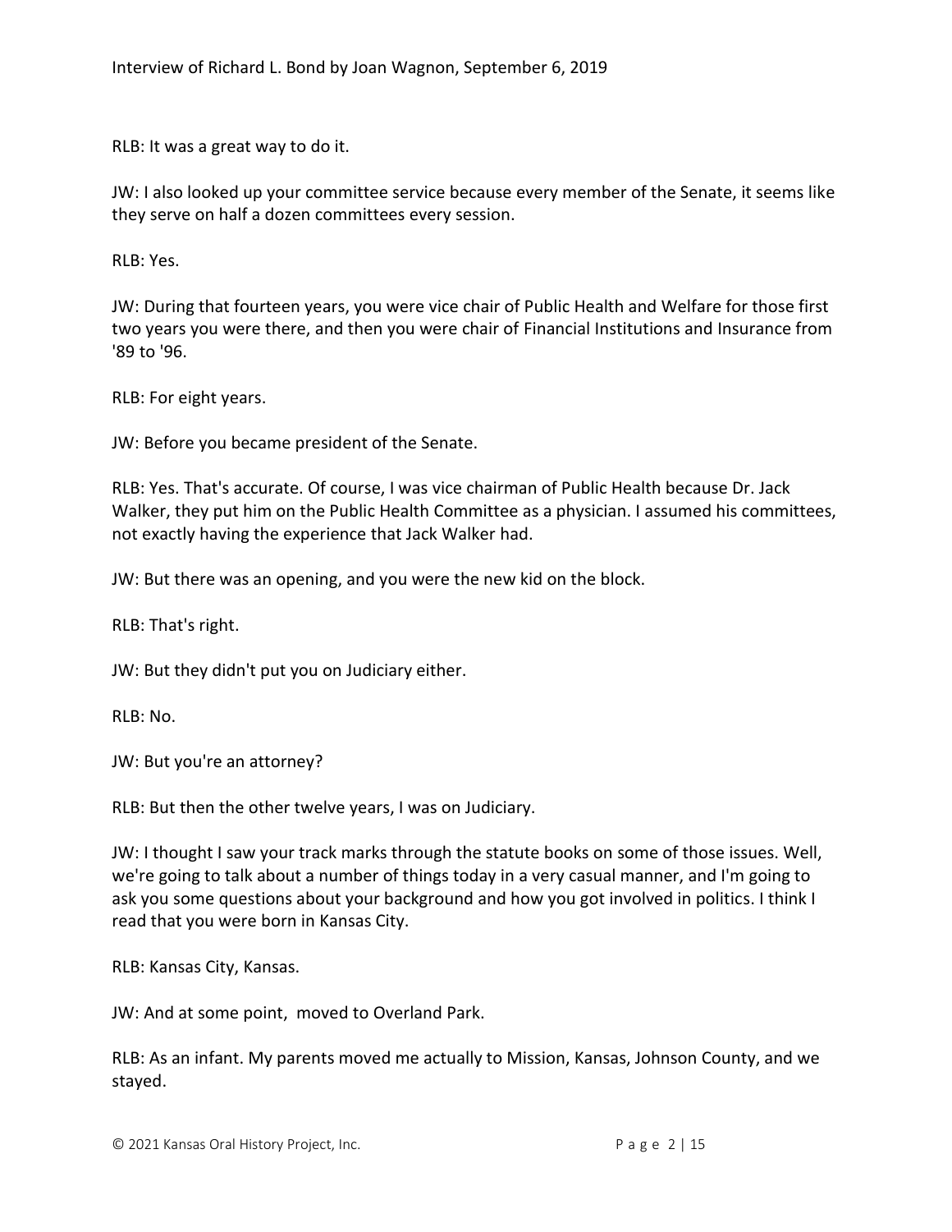RLB: It was a great way to do it.

JW: I also looked up your committee service because every member of the Senate, it seems like they serve on half a dozen committees every session.

RLB: Yes.

JW: During that fourteen years, you were vice chair of Public Health and Welfare for those first two years you were there, and then you were chair of Financial Institutions and Insurance from '89 to '96.

RLB: For eight years.

JW: Before you became president of the Senate.

RLB: Yes. That's accurate. Of course, I was vice chairman of Public Health because Dr. Jack Walker, they put him on the Public Health Committee as a physician. I assumed his committees, not exactly having the experience that Jack Walker had.

JW: But there was an opening, and you were the new kid on the block.

RLB: That's right.

JW: But they didn't put you on Judiciary either.

RLB: No.

JW: But you're an attorney?

RLB: But then the other twelve years, I was on Judiciary.

JW: I thought I saw your track marks through the statute books on some of those issues. Well, we're going to talk about a number of things today in a very casual manner, and I'm going to ask you some questions about your background and how you got involved in politics. I think I read that you were born in Kansas City.

RLB: Kansas City, Kansas.

JW: And at some point, moved to Overland Park.

RLB: As an infant. My parents moved me actually to Mission, Kansas, Johnson County, and we stayed.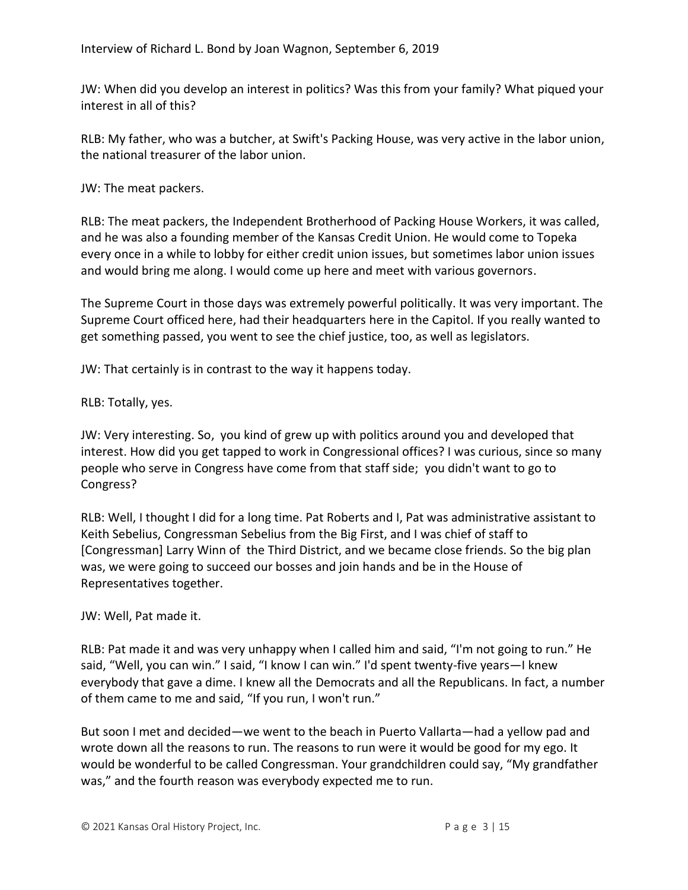JW: When did you develop an interest in politics? Was this from your family? What piqued your interest in all of this?

RLB: My father, who was a butcher, at Swift's Packing House, was very active in the labor union, the national treasurer of the labor union.

JW: The meat packers.

RLB: The meat packers, the Independent Brotherhood of Packing House Workers, it was called, and he was also a founding member of the Kansas Credit Union. He would come to Topeka every once in a while to lobby for either credit union issues, but sometimes labor union issues and would bring me along. I would come up here and meet with various governors.

The Supreme Court in those days was extremely powerful politically. It was very important. The Supreme Court officed here, had their headquarters here in the Capitol. If you really wanted to get something passed, you went to see the chief justice, too, as well as legislators.

JW: That certainly is in contrast to the way it happens today.

RLB: Totally, yes.

JW: Very interesting. So, you kind of grew up with politics around you and developed that interest. How did you get tapped to work in Congressional offices? I was curious, since so many people who serve in Congress have come from that staff side; you didn't want to go to Congress?

RLB: Well, I thought I did for a long time. Pat Roberts and I, Pat was administrative assistant to Keith Sebelius, Congressman Sebelius from the Big First, and I was chief of staff to [Congressman] Larry Winn of the Third District, and we became close friends. So the big plan was, we were going to succeed our bosses and join hands and be in the House of Representatives together.

JW: Well, Pat made it.

RLB: Pat made it and was very unhappy when I called him and said, "I'm not going to run." He said, "Well, you can win." I said, "I know I can win." I'd spent twenty-five years—I knew everybody that gave a dime. I knew all the Democrats and all the Republicans. In fact, a number of them came to me and said, "If you run, I won't run."

But soon I met and decided—we went to the beach in Puerto Vallarta—had a yellow pad and wrote down all the reasons to run. The reasons to run were it would be good for my ego. It would be wonderful to be called Congressman. Your grandchildren could say, "My grandfather was," and the fourth reason was everybody expected me to run.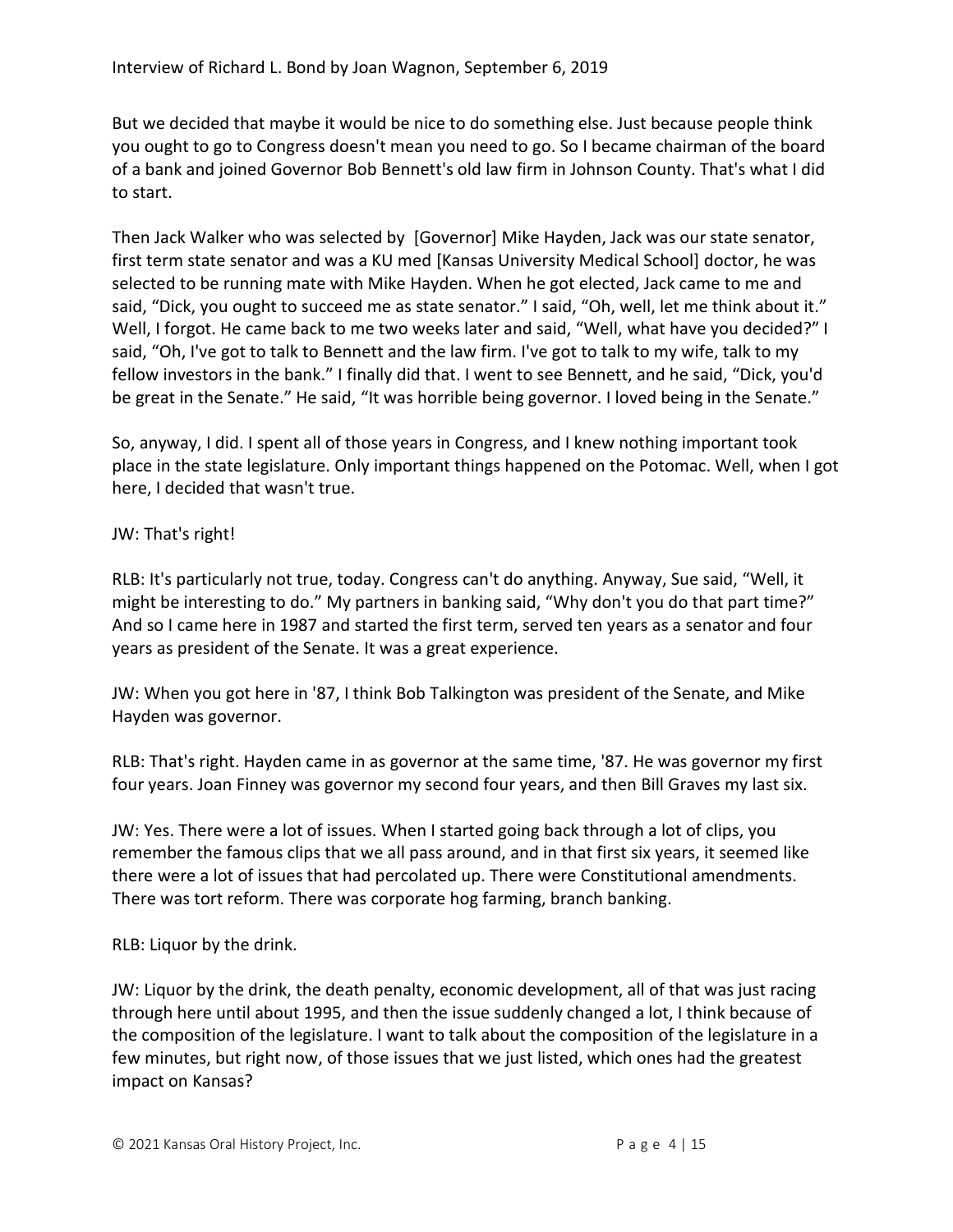But we decided that maybe it would be nice to do something else. Just because people think you ought to go to Congress doesn't mean you need to go. So I became chairman of the board of a bank and joined Governor Bob Bennett's old law firm in Johnson County. That's what I did to start.

Then Jack Walker who was selected by [Governor] Mike Hayden, Jack was our state senator, first term state senator and was a KU med [Kansas University Medical School] doctor, he was selected to be running mate with Mike Hayden. When he got elected, Jack came to me and said, "Dick, you ought to succeed me as state senator." I said, "Oh, well, let me think about it." Well, I forgot. He came back to me two weeks later and said, "Well, what have you decided?" I said, "Oh, I've got to talk to Bennett and the law firm. I've got to talk to my wife, talk to my fellow investors in the bank." I finally did that. I went to see Bennett, and he said, "Dick, you'd be great in the Senate." He said, "It was horrible being governor. I loved being in the Senate."

So, anyway, I did. I spent all of those years in Congress, and I knew nothing important took place in the state legislature. Only important things happened on the Potomac. Well, when I got here, I decided that wasn't true.

JW: That's right!

RLB: It's particularly not true, today. Congress can't do anything. Anyway, Sue said, "Well, it might be interesting to do." My partners in banking said, "Why don't you do that part time?" And so I came here in 1987 and started the first term, served ten years as a senator and four years as president of the Senate. It was a great experience.

JW: When you got here in '87, I think Bob Talkington was president of the Senate, and Mike Hayden was governor.

RLB: That's right. Hayden came in as governor at the same time, '87. He was governor my first four years. Joan Finney was governor my second four years, and then Bill Graves my last six.

JW: Yes. There were a lot of issues. When I started going back through a lot of clips, you remember the famous clips that we all pass around, and in that first six years, it seemed like there were a lot of issues that had percolated up. There were Constitutional amendments. There was tort reform. There was corporate hog farming, branch banking.

RLB: Liquor by the drink.

JW: Liquor by the drink, the death penalty, economic development, all of that was just racing through here until about 1995, and then the issue suddenly changed a lot, I think because of the composition of the legislature. I want to talk about the composition of the legislature in a few minutes, but right now, of those issues that we just listed, which ones had the greatest impact on Kansas?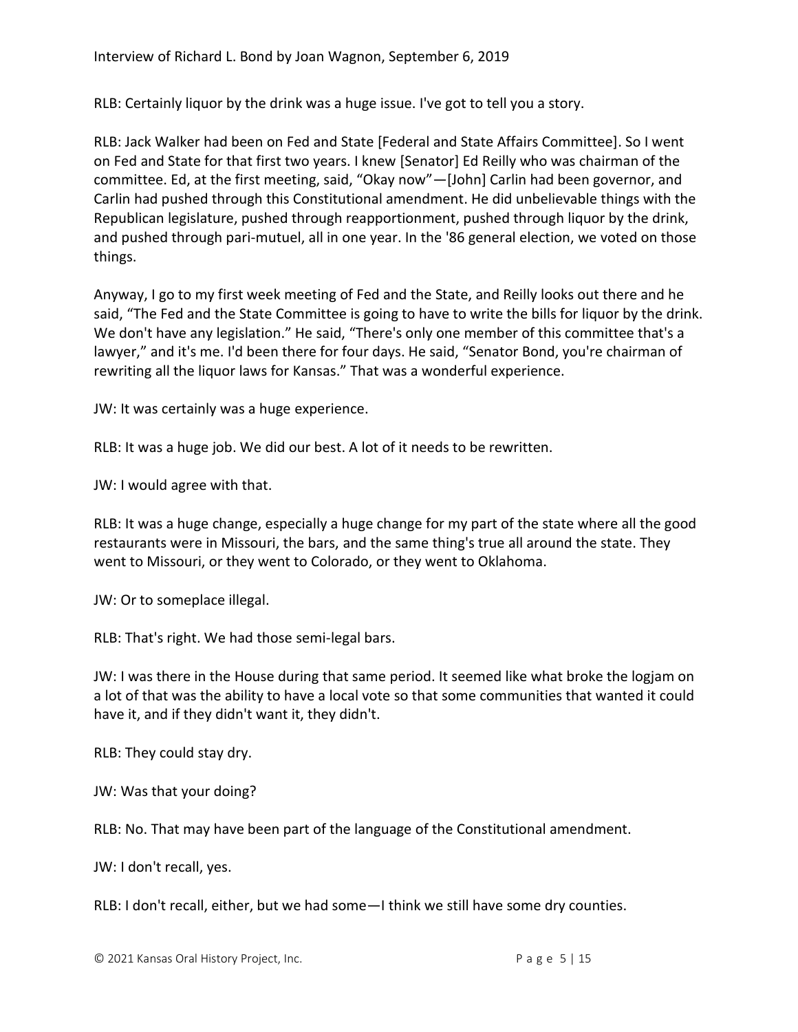RLB: Certainly liquor by the drink was a huge issue. I've got to tell you a story.

RLB: Jack Walker had been on Fed and State [Federal and State Affairs Committee]. So I went on Fed and State for that first two years. I knew [Senator] Ed Reilly who was chairman of the committee. Ed, at the first meeting, said, "Okay now"—[John] Carlin had been governor, and Carlin had pushed through this Constitutional amendment. He did unbelievable things with the Republican legislature, pushed through reapportionment, pushed through liquor by the drink, and pushed through pari-mutuel, all in one year. In the '86 general election, we voted on those things.

Anyway, I go to my first week meeting of Fed and the State, and Reilly looks out there and he said, "The Fed and the State Committee is going to have to write the bills for liquor by the drink. We don't have any legislation." He said, "There's only one member of this committee that's a lawyer," and it's me. I'd been there for four days. He said, "Senator Bond, you're chairman of rewriting all the liquor laws for Kansas." That was a wonderful experience.

JW: It was certainly was a huge experience.

RLB: It was a huge job. We did our best. A lot of it needs to be rewritten.

JW: I would agree with that.

RLB: It was a huge change, especially a huge change for my part of the state where all the good restaurants were in Missouri, the bars, and the same thing's true all around the state. They went to Missouri, or they went to Colorado, or they went to Oklahoma.

JW: Or to someplace illegal.

RLB: That's right. We had those semi-legal bars.

JW: I was there in the House during that same period. It seemed like what broke the logjam on a lot of that was the ability to have a local vote so that some communities that wanted it could have it, and if they didn't want it, they didn't.

RLB: They could stay dry.

JW: Was that your doing?

RLB: No. That may have been part of the language of the Constitutional amendment.

JW: I don't recall, yes.

RLB: I don't recall, either, but we had some—I think we still have some dry counties.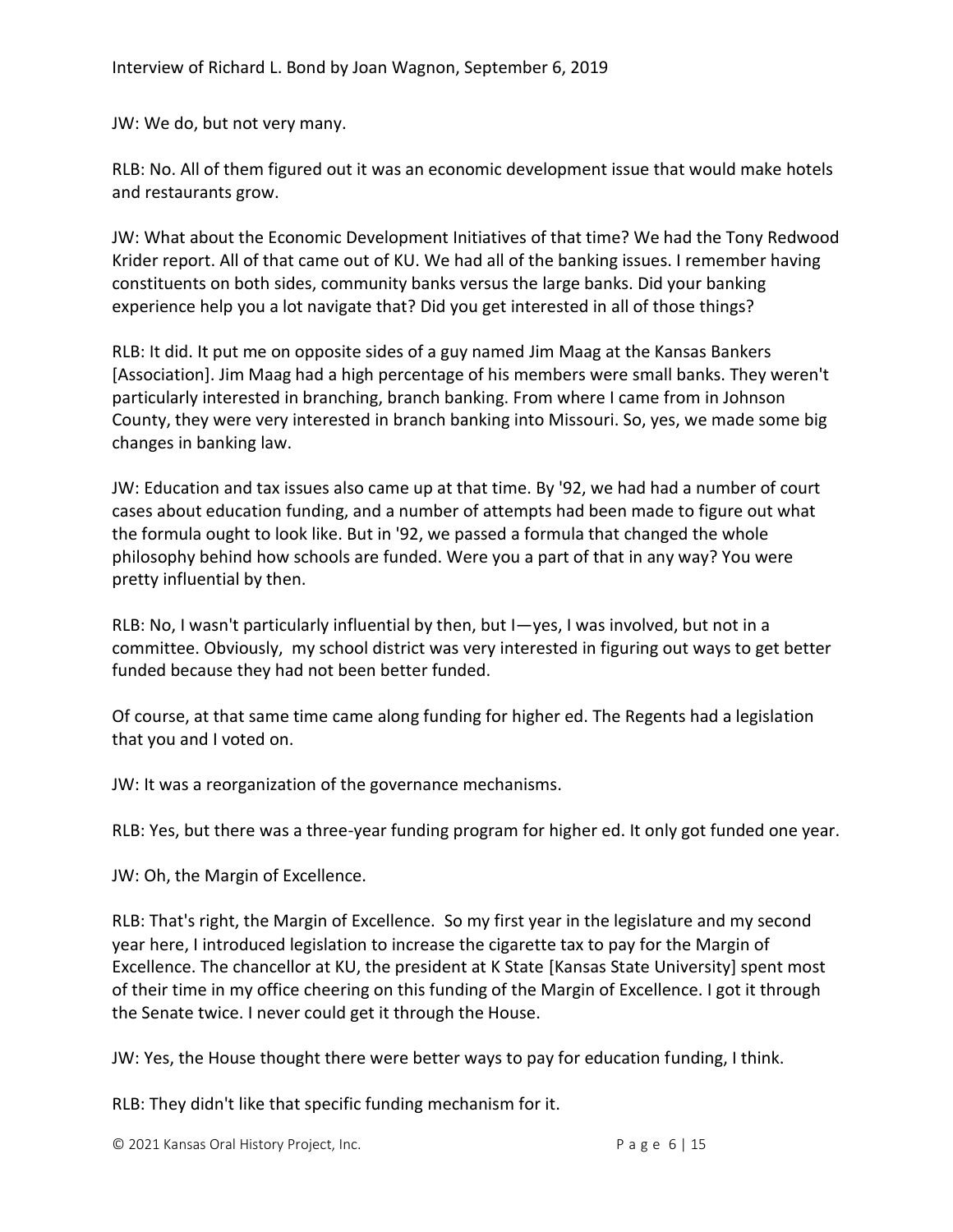JW: We do, but not very many.

RLB: No. All of them figured out it was an economic development issue that would make hotels and restaurants grow.

JW: What about the Economic Development Initiatives of that time? We had the Tony Redwood Krider report. All of that came out of KU. We had all of the banking issues. I remember having constituents on both sides, community banks versus the large banks. Did your banking experience help you a lot navigate that? Did you get interested in all of those things?

RLB: It did. It put me on opposite sides of a guy named Jim Maag at the Kansas Bankers [Association]. Jim Maag had a high percentage of his members were small banks. They weren't particularly interested in branching, branch banking. From where I came from in Johnson County, they were very interested in branch banking into Missouri. So, yes, we made some big changes in banking law.

JW: Education and tax issues also came up at that time. By '92, we had had a number of court cases about education funding, and a number of attempts had been made to figure out what the formula ought to look like. But in '92, we passed a formula that changed the whole philosophy behind how schools are funded. Were you a part of that in any way? You were pretty influential by then.

RLB: No, I wasn't particularly influential by then, but I—yes, I was involved, but not in a committee. Obviously, my school district was very interested in figuring out ways to get better funded because they had not been better funded.

Of course, at that same time came along funding for higher ed. The Regents had a legislation that you and I voted on.

JW: It was a reorganization of the governance mechanisms.

RLB: Yes, but there was a three-year funding program for higher ed. It only got funded one year.

JW: Oh, the Margin of Excellence.

RLB: That's right, the Margin of Excellence. So my first year in the legislature and my second year here, I introduced legislation to increase the cigarette tax to pay for the Margin of Excellence. The chancellor at KU, the president at K State [Kansas State University] spent most of their time in my office cheering on this funding of the Margin of Excellence. I got it through the Senate twice. I never could get it through the House.

JW: Yes, the House thought there were better ways to pay for education funding, I think.

RLB: They didn't like that specific funding mechanism for it.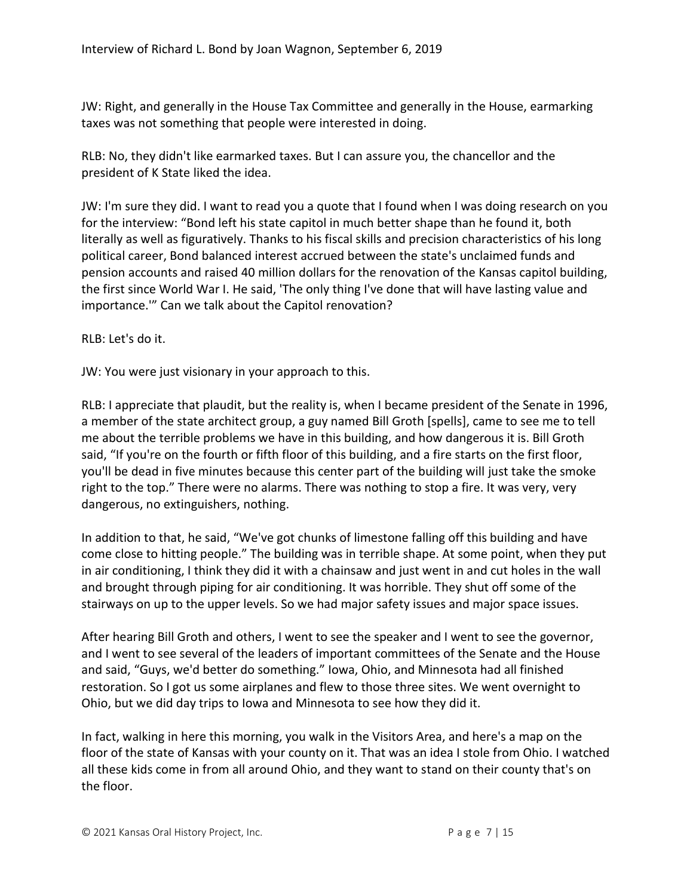JW: Right, and generally in the House Tax Committee and generally in the House, earmarking taxes was not something that people were interested in doing.

RLB: No, they didn't like earmarked taxes. But I can assure you, the chancellor and the president of K State liked the idea.

JW: I'm sure they did. I want to read you a quote that I found when I was doing research on you for the interview: "Bond left his state capitol in much better shape than he found it, both literally as well as figuratively. Thanks to his fiscal skills and precision characteristics of his long political career, Bond balanced interest accrued between the state's unclaimed funds and pension accounts and raised 40 million dollars for the renovation of the Kansas capitol building, the first since World War I. He said, 'The only thing I've done that will have lasting value and importance.'" Can we talk about the Capitol renovation?

RLB: Let's do it.

JW: You were just visionary in your approach to this.

RLB: I appreciate that plaudit, but the reality is, when I became president of the Senate in 1996, a member of the state architect group, a guy named Bill Groth [spells], came to see me to tell me about the terrible problems we have in this building, and how dangerous it is. Bill Groth said, "If you're on the fourth or fifth floor of this building, and a fire starts on the first floor, you'll be dead in five minutes because this center part of the building will just take the smoke right to the top." There were no alarms. There was nothing to stop a fire. It was very, very dangerous, no extinguishers, nothing.

In addition to that, he said, "We've got chunks of limestone falling off this building and have come close to hitting people." The building was in terrible shape. At some point, when they put in air conditioning, I think they did it with a chainsaw and just went in and cut holes in the wall and brought through piping for air conditioning. It was horrible. They shut off some of the stairways on up to the upper levels. So we had major safety issues and major space issues.

After hearing Bill Groth and others, I went to see the speaker and I went to see the governor, and I went to see several of the leaders of important committees of the Senate and the House and said, "Guys, we'd better do something." Iowa, Ohio, and Minnesota had all finished restoration. So I got us some airplanes and flew to those three sites. We went overnight to Ohio, but we did day trips to Iowa and Minnesota to see how they did it.

In fact, walking in here this morning, you walk in the Visitors Area, and here's a map on the floor of the state of Kansas with your county on it. That was an idea I stole from Ohio. I watched all these kids come in from all around Ohio, and they want to stand on their county that's on the floor.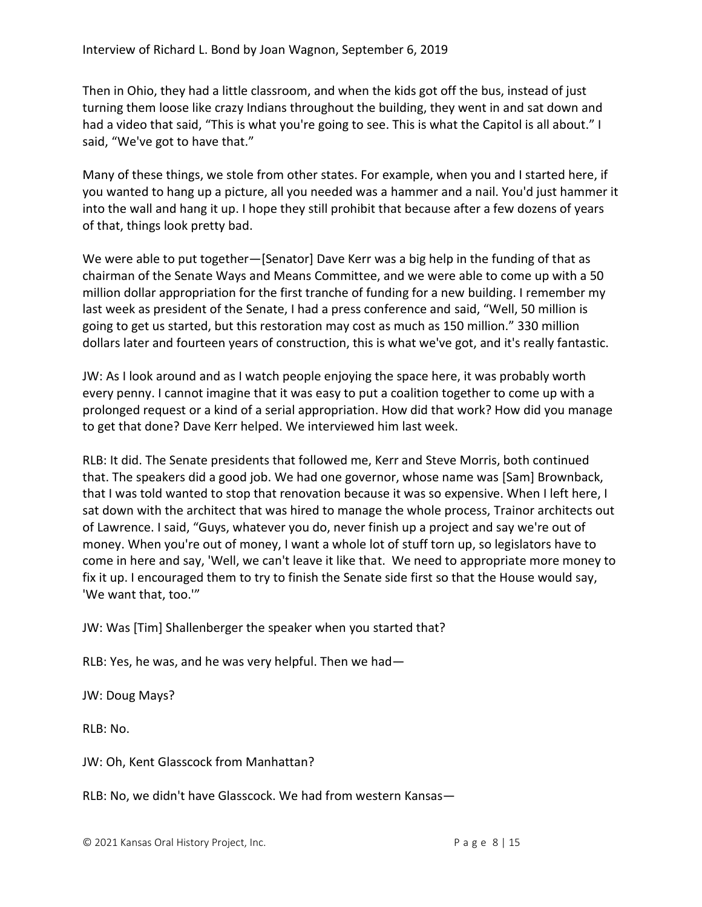Then in Ohio, they had a little classroom, and when the kids got off the bus, instead of just turning them loose like crazy Indians throughout the building, they went in and sat down and had a video that said, "This is what you're going to see. This is what the Capitol is all about." I said, "We've got to have that."

Many of these things, we stole from other states. For example, when you and I started here, if you wanted to hang up a picture, all you needed was a hammer and a nail. You'd just hammer it into the wall and hang it up. I hope they still prohibit that because after a few dozens of years of that, things look pretty bad.

We were able to put together—[Senator] Dave Kerr was a big help in the funding of that as chairman of the Senate Ways and Means Committee, and we were able to come up with a 50 million dollar appropriation for the first tranche of funding for a new building. I remember my last week as president of the Senate, I had a press conference and said, "Well, 50 million is going to get us started, but this restoration may cost as much as 150 million." 330 million dollars later and fourteen years of construction, this is what we've got, and it's really fantastic.

JW: As I look around and as I watch people enjoying the space here, it was probably worth every penny. I cannot imagine that it was easy to put a coalition together to come up with a prolonged request or a kind of a serial appropriation. How did that work? How did you manage to get that done? Dave Kerr helped. We interviewed him last week.

RLB: It did. The Senate presidents that followed me, Kerr and Steve Morris, both continued that. The speakers did a good job. We had one governor, whose name was [Sam] Brownback, that I was told wanted to stop that renovation because it was so expensive. When I left here, I sat down with the architect that was hired to manage the whole process, Trainor architects out of Lawrence. I said, "Guys, whatever you do, never finish up a project and say we're out of money. When you're out of money, I want a whole lot of stuff torn up, so legislators have to come in here and say, 'Well, we can't leave it like that. We need to appropriate more money to fix it up. I encouraged them to try to finish the Senate side first so that the House would say, 'We want that, too.'"

JW: Was [Tim] Shallenberger the speaker when you started that?

RLB: Yes, he was, and he was very helpful. Then we had—

JW: Doug Mays?

RLB: No.

JW: Oh, Kent Glasscock from Manhattan?

RLB: No, we didn't have Glasscock. We had from western Kansas—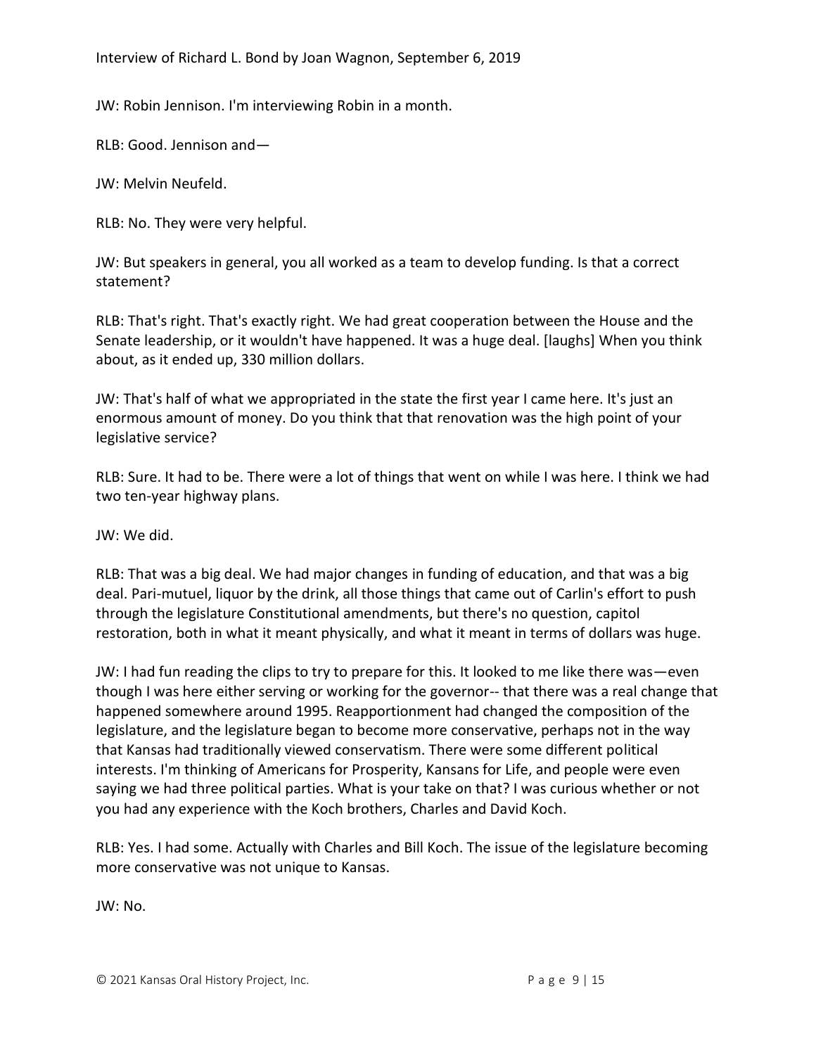JW: Robin Jennison. I'm interviewing Robin in a month.

RLB: Good. Jennison and—

JW: Melvin Neufeld.

RLB: No. They were very helpful.

JW: But speakers in general, you all worked as a team to develop funding. Is that a correct statement?

RLB: That's right. That's exactly right. We had great cooperation between the House and the Senate leadership, or it wouldn't have happened. It was a huge deal. [laughs] When you think about, as it ended up, 330 million dollars.

JW: That's half of what we appropriated in the state the first year I came here. It's just an enormous amount of money. Do you think that that renovation was the high point of your legislative service?

RLB: Sure. It had to be. There were a lot of things that went on while I was here. I think we had two ten-year highway plans.

JW: We did.

RLB: That was a big deal. We had major changes in funding of education, and that was a big deal. Pari-mutuel, liquor by the drink, all those things that came out of Carlin's effort to push through the legislature Constitutional amendments, but there's no question, capitol restoration, both in what it meant physically, and what it meant in terms of dollars was huge.

JW: I had fun reading the clips to try to prepare for this. It looked to me like there was—even though I was here either serving or working for the governor-- that there was a real change that happened somewhere around 1995. Reapportionment had changed the composition of the legislature, and the legislature began to become more conservative, perhaps not in the way that Kansas had traditionally viewed conservatism. There were some different political interests. I'm thinking of Americans for Prosperity, Kansans for Life, and people were even saying we had three political parties. What is your take on that? I was curious whether or not you had any experience with the Koch brothers, Charles and David Koch.

RLB: Yes. I had some. Actually with Charles and Bill Koch. The issue of the legislature becoming more conservative was not unique to Kansas.

JW: No.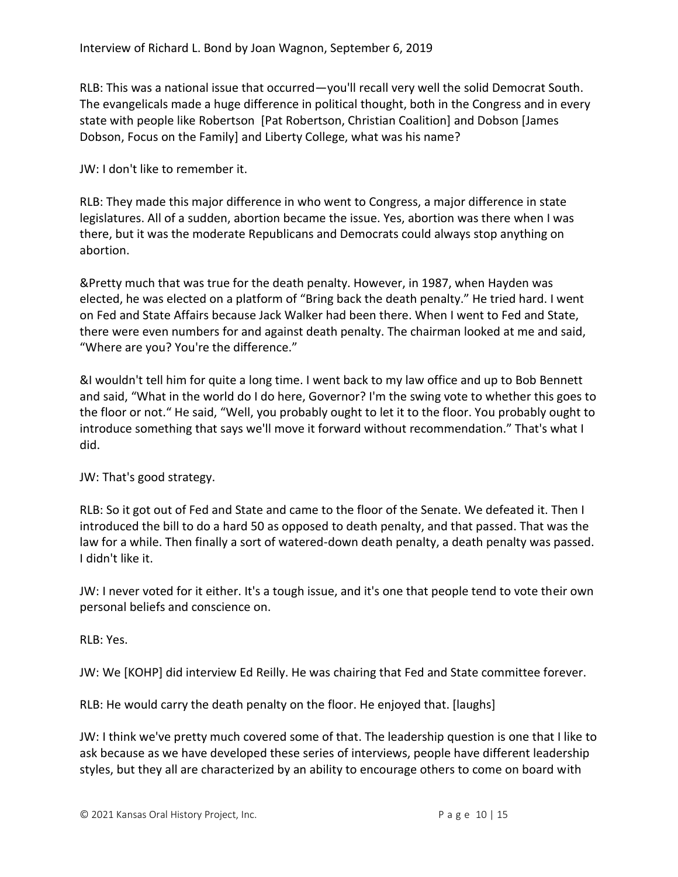RLB: This was a national issue that occurred—you'll recall very well the solid Democrat South. The evangelicals made a huge difference in political thought, both in the Congress and in every state with people like Robertson [Pat Robertson, Christian Coalition] and Dobson [James Dobson, Focus on the Family] and Liberty College, what was his name?

JW: I don't like to remember it.

RLB: They made this major difference in who went to Congress, a major difference in state legislatures. All of a sudden, abortion became the issue. Yes, abortion was there when I was there, but it was the moderate Republicans and Democrats could always stop anything on abortion.

&Pretty much that was true for the death penalty. However, in 1987, when Hayden was elected, he was elected on a platform of "Bring back the death penalty." He tried hard. I went on Fed and State Affairs because Jack Walker had been there. When I went to Fed and State, there were even numbers for and against death penalty. The chairman looked at me and said, "Where are you? You're the difference."

&I wouldn't tell him for quite a long time. I went back to my law office and up to Bob Bennett and said, "What in the world do I do here, Governor? I'm the swing vote to whether this goes to the floor or not." He said, "Well, you probably ought to let it to the floor. You probably ought to introduce something that says we'll move it forward without recommendation." That's what I did.

JW: That's good strategy.

RLB: So it got out of Fed and State and came to the floor of the Senate. We defeated it. Then I introduced the bill to do a hard 50 as opposed to death penalty, and that passed. That was the law for a while. Then finally a sort of watered-down death penalty, a death penalty was passed. I didn't like it.

JW: I never voted for it either. It's a tough issue, and it's one that people tend to vote their own personal beliefs and conscience on.

RLB: Yes.

JW: We [KOHP] did interview Ed Reilly. He was chairing that Fed and State committee forever.

RLB: He would carry the death penalty on the floor. He enjoyed that. [laughs]

JW: I think we've pretty much covered some of that. The leadership question is one that I like to ask because as we have developed these series of interviews, people have different leadership styles, but they all are characterized by an ability to encourage others to come on board with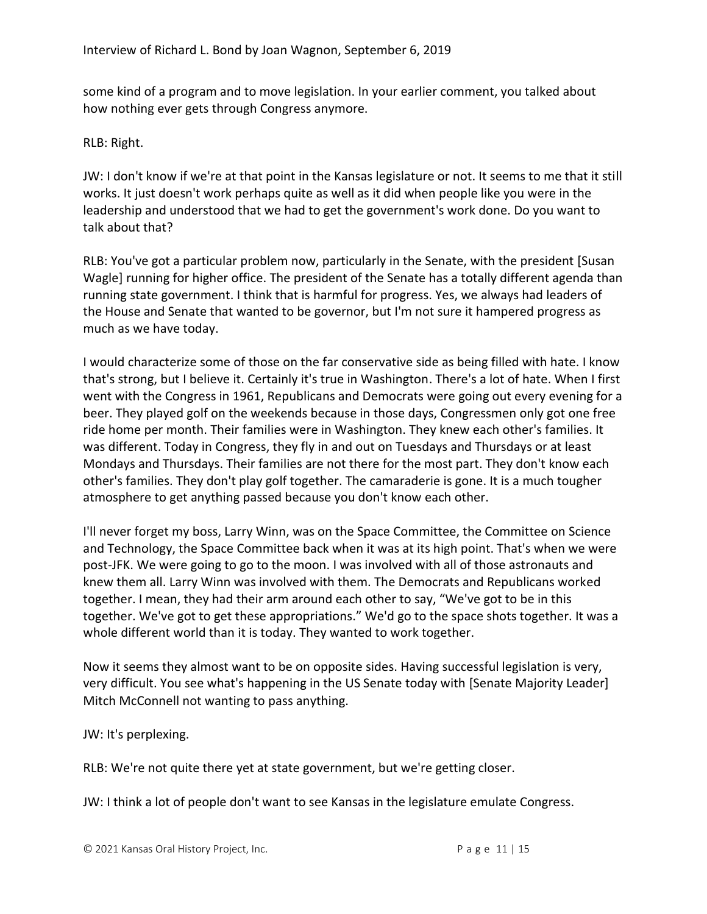some kind of a program and to move legislation. In your earlier comment, you talked about how nothing ever gets through Congress anymore.

RLB: Right.

JW: I don't know if we're at that point in the Kansas legislature or not. It seems to me that it still works. It just doesn't work perhaps quite as well as it did when people like you were in the leadership and understood that we had to get the government's work done. Do you want to talk about that?

RLB: You've got a particular problem now, particularly in the Senate, with the president [Susan Wagle] running for higher office. The president of the Senate has a totally different agenda than running state government. I think that is harmful for progress. Yes, we always had leaders of the House and Senate that wanted to be governor, but I'm not sure it hampered progress as much as we have today.

I would characterize some of those on the far conservative side as being filled with hate. I know that's strong, but I believe it. Certainly it's true in Washington. There's a lot of hate. When I first went with the Congress in 1961, Republicans and Democrats were going out every evening for a beer. They played golf on the weekends because in those days, Congressmen only got one free ride home per month. Their families were in Washington. They knew each other's families. It was different. Today in Congress, they fly in and out on Tuesdays and Thursdays or at least Mondays and Thursdays. Their families are not there for the most part. They don't know each other's families. They don't play golf together. The camaraderie is gone. It is a much tougher atmosphere to get anything passed because you don't know each other.

I'll never forget my boss, Larry Winn, was on the Space Committee, the Committee on Science and Technology, the Space Committee back when it was at its high point. That's when we were post-JFK. We were going to go to the moon. I was involved with all of those astronauts and knew them all. Larry Winn was involved with them. The Democrats and Republicans worked together. I mean, they had their arm around each other to say, "We've got to be in this together. We've got to get these appropriations." We'd go to the space shots together. It was a whole different world than it is today. They wanted to work together.

Now it seems they almost want to be on opposite sides. Having successful legislation is very, very difficult. You see what's happening in the US Senate today with [Senate Majority Leader] Mitch McConnell not wanting to pass anything.

JW: It's perplexing.

RLB: We're not quite there yet at state government, but we're getting closer.

JW: I think a lot of people don't want to see Kansas in the legislature emulate Congress.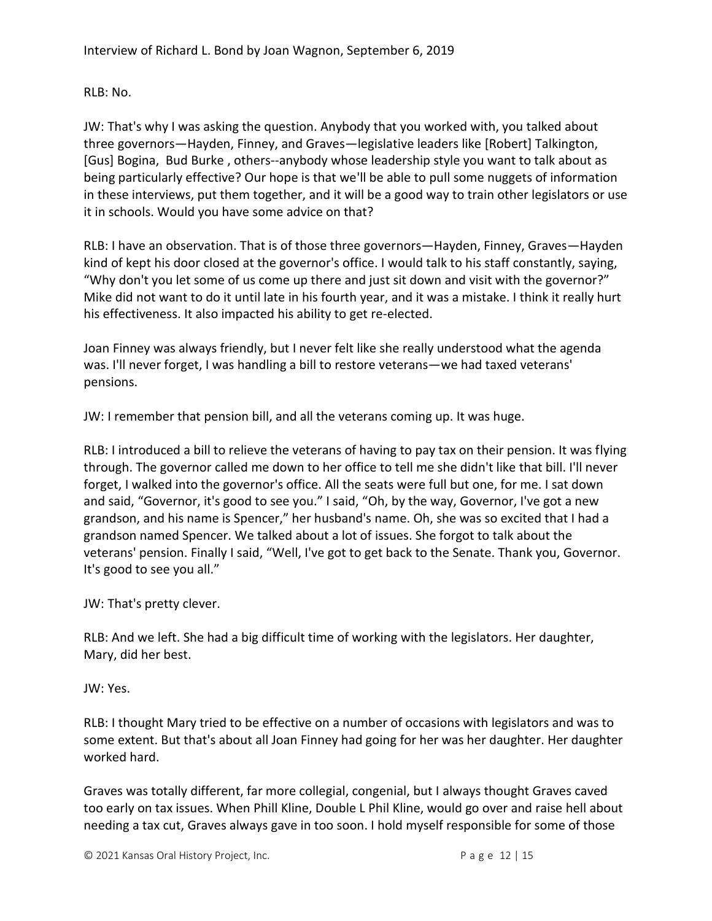RLB: No.

JW: That's why I was asking the question. Anybody that you worked with, you talked about three governors—Hayden, Finney, and Graves—legislative leaders like [Robert] Talkington, [Gus] Bogina, Bud Burke , others--anybody whose leadership style you want to talk about as being particularly effective? Our hope is that we'll be able to pull some nuggets of information in these interviews, put them together, and it will be a good way to train other legislators or use it in schools. Would you have some advice on that?

RLB: I have an observation. That is of those three governors—Hayden, Finney, Graves—Hayden kind of kept his door closed at the governor's office. I would talk to his staff constantly, saying, "Why don't you let some of us come up there and just sit down and visit with the governor?" Mike did not want to do it until late in his fourth year, and it was a mistake. I think it really hurt his effectiveness. It also impacted his ability to get re-elected.

Joan Finney was always friendly, but I never felt like she really understood what the agenda was. I'll never forget, I was handling a bill to restore veterans—we had taxed veterans' pensions.

JW: I remember that pension bill, and all the veterans coming up. It was huge.

RLB: I introduced a bill to relieve the veterans of having to pay tax on their pension. It was flying through. The governor called me down to her office to tell me she didn't like that bill. I'll never forget, I walked into the governor's office. All the seats were full but one, for me. I sat down and said, "Governor, it's good to see you." I said, "Oh, by the way, Governor, I've got a new grandson, and his name is Spencer," her husband's name. Oh, she was so excited that I had a grandson named Spencer. We talked about a lot of issues. She forgot to talk about the veterans' pension. Finally I said, "Well, I've got to get back to the Senate. Thank you, Governor. It's good to see you all."

JW: That's pretty clever.

RLB: And we left. She had a big difficult time of working with the legislators. Her daughter, Mary, did her best.

JW: Yes.

RLB: I thought Mary tried to be effective on a number of occasions with legislators and was to some extent. But that's about all Joan Finney had going for her was her daughter. Her daughter worked hard.

Graves was totally different, far more collegial, congenial, but I always thought Graves caved too early on tax issues. When Phill Kline, Double L Phil Kline, would go over and raise hell about needing a tax cut, Graves always gave in too soon. I hold myself responsible for some of those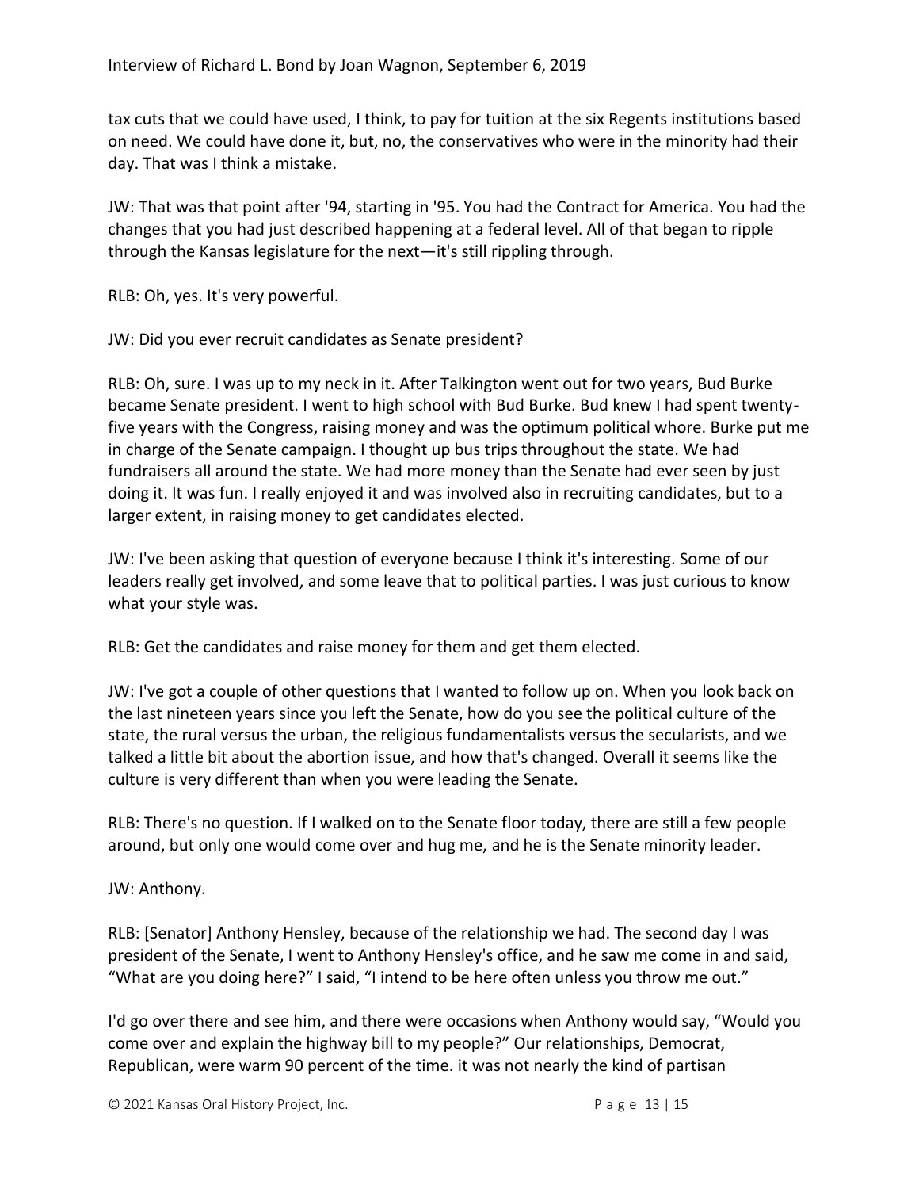tax cuts that we could have used, I think, to pay for tuition at the six Regents institutions based on need. We could have done it, but, no, the conservatives who were in the minority had their day. That was I think a mistake.

JW: That was that point after '94, starting in '95. You had the Contract for America. You had the changes that you had just described happening at a federal level. All of that began to ripple through the Kansas legislature for the next—it's still rippling through.

RLB: Oh, yes. It's very powerful.

JW: Did you ever recruit candidates as Senate president?

RLB: Oh, sure. I was up to my neck in it. After Talkington went out for two years, Bud Burke became Senate president. I went to high school with Bud Burke. Bud knew I had spent twenty-five years with the Congress, raising money and was the optimum political whore. Burke put me in charge of the Senate campaign. I thought up bus trips throughout the state. We had fundraisers all around the state. We had more money than the Senate had ever seen by just doing it. It was fun. I really enjoyed it and was involved also in recruiting candidates, but to a larger extent, in raising money to get candidates elected.

JW: I've been asking that question of everyone because I think it's interesting. Some of our leaders really get involved, and some leave that to political parties. I was just curious to know what your style was.

RLB: Get the candidates and raise money for them and get them elected.

JW: I've got a couple of other questions that I wanted to follow up on. When you look back on the last nineteen years since you left the Senate, how do you see the political culture of the state, the rural versus the urban, the religious fundamentalists versus the secularists, and we talked a little bit about the abortion issue, and how that's changed. Overall it seems like the culture is very different than when you were leading the Senate.

RLB: There's no question. If I walked on to the Senate floor today, there are still a few people around, but only one would come over and hug me, and he is the Senate minority leader.

JW: Anthony.

RLB: [Senator] Anthony Hensley, because of the relationship we had. The second day I was president of the Senate, I went to Anthony Hensley's office, and he saw me come in and said, "What are you doing here?" I said, "I intend to be here often unless you throw me out."

I'd go over there and see him, and there were occasions when Anthony would say, "Would you come over and explain the highway bill to my people?" Our relationships, Democrat, Republican, were warm 90 percent of the time. it was not nearly the kind of partisan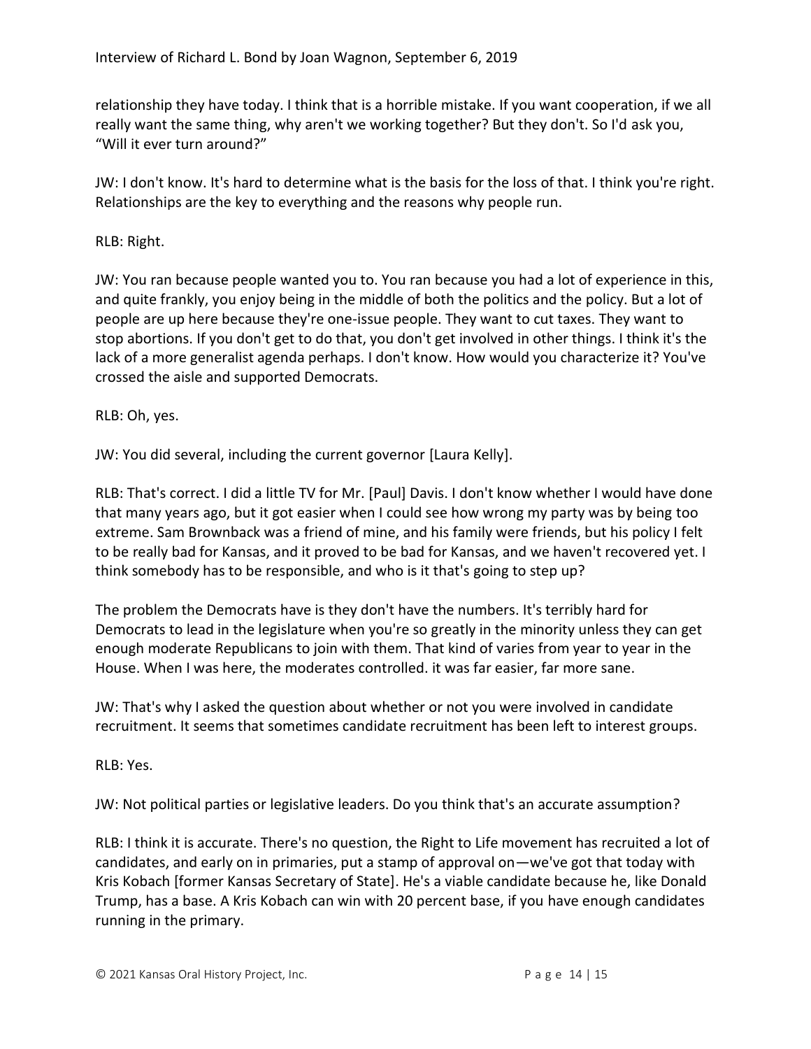relationship they have today. I think that is a horrible mistake. If you want cooperation, if we all really want the same thing, why aren't we working together? But they don't. So I'd ask you, "Will it ever turn around?"

JW: I don't know. It's hard to determine what is the basis for the loss of that. I think you're right. Relationships are the key to everything and the reasons why people run.

RLB: Right.

JW: You ran because people wanted you to. You ran because you had a lot of experience in this, and quite frankly, you enjoy being in the middle of both the politics and the policy. But a lot of people are up here because they're one-issue people. They want to cut taxes. They want to stop abortions. If you don't get to do that, you don't get involved in other things. I think it's the lack of a more generalist agenda perhaps. I don't know. How would you characterize it? You've crossed the aisle and supported Democrats.

RLB: Oh, yes.

JW: You did several, including the current governor [Laura Kelly].

RLB: That's correct. I did a little TV for Mr. [Paul] Davis. I don't know whether I would have done that many years ago, but it got easier when I could see how wrong my party was by being too extreme. Sam Brownback was a friend of mine, and his family were friends, but his policy I felt to be really bad for Kansas, and it proved to be bad for Kansas, and we haven't recovered yet. I think somebody has to be responsible, and who is it that's going to step up?

The problem the Democrats have is they don't have the numbers. It's terribly hard for Democrats to lead in the legislature when you're so greatly in the minority unless they can get enough moderate Republicans to join with them. That kind of varies from year to year in the House. When I was here, the moderates controlled. it was far easier, far more sane.

JW: That's why I asked the question about whether or not you were involved in candidate recruitment. It seems that sometimes candidate recruitment has been left to interest groups.

RLB: Yes.

JW: Not political parties or legislative leaders. Do you think that's an accurate assumption?

RLB: I think it is accurate. There's no question, the Right to Life movement has recruited a lot of candidates, and early on in primaries, put a stamp of approval on—we've got that today with Kris Kobach [former Kansas Secretary of State]. He's a viable candidate because he, like Donald Trump, has a base. A Kris Kobach can win with 20 percent base, if you have enough candidates running in the primary.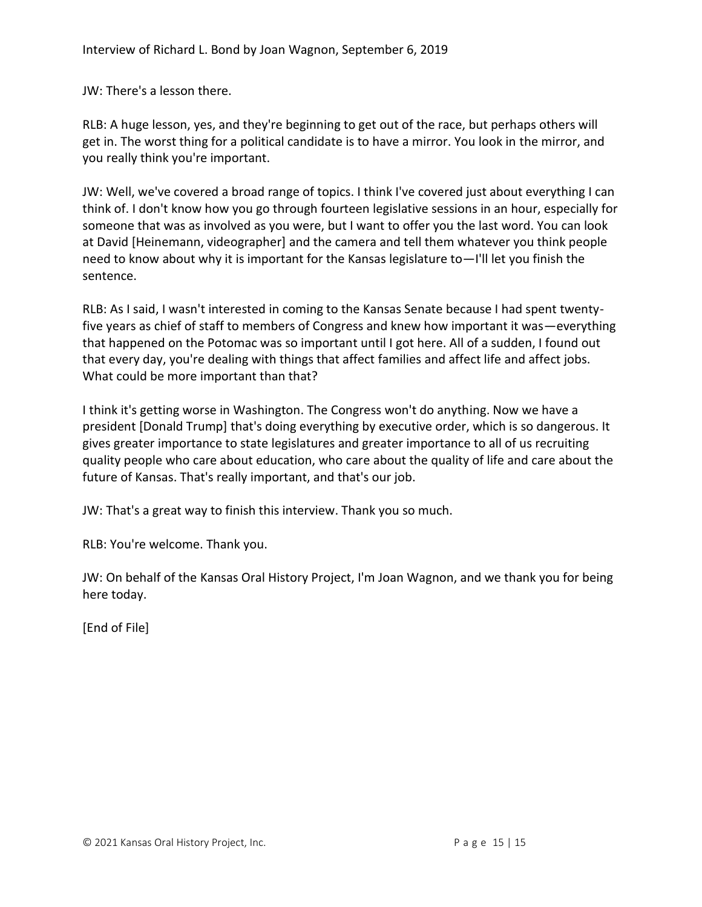JW: There's a lesson there.

RLB: A huge lesson, yes, and they're beginning to get out of the race, but perhaps others will get in. The worst thing for a political candidate is to have a mirror. You look in the mirror, and you really think you're important.

JW: Well, we've covered a broad range of topics. I think I've covered just about everything I can think of. I don't know how you go through fourteen legislative sessions in an hour, especially for someone that was as involved as you were, but I want to offer you the last word. You can look at David [Heinemann, videographer] and the camera and tell them whatever you think people need to know about why it is important for the Kansas legislature to—I'll let you finish the sentence.

RLB: As I said, I wasn't interested in coming to the Kansas Senate because I had spent twenty-five years as chief of staff to members of Congress and knew how important it was—everything that happened on the Potomac was so important until I got here. All of a sudden, I found out that every day, you're dealing with things that affect families and affect life and affect jobs. What could be more important than that?

I think it's getting worse in Washington. The Congress won't do anything. Now we have a president [Donald Trump] that's doing everything by executive order, which is so dangerous. It gives greater importance to state legislatures and greater importance to all of us recruiting quality people who care about education, who care about the quality of life and care about the future of Kansas. That's really important, and that's our job.

JW: That's a great way to finish this interview. Thank you so much.

RLB: You're welcome. Thank you.

JW: On behalf of the Kansas Oral History Project, I'm Joan Wagnon, and we thank you for being here today.

[End of File]